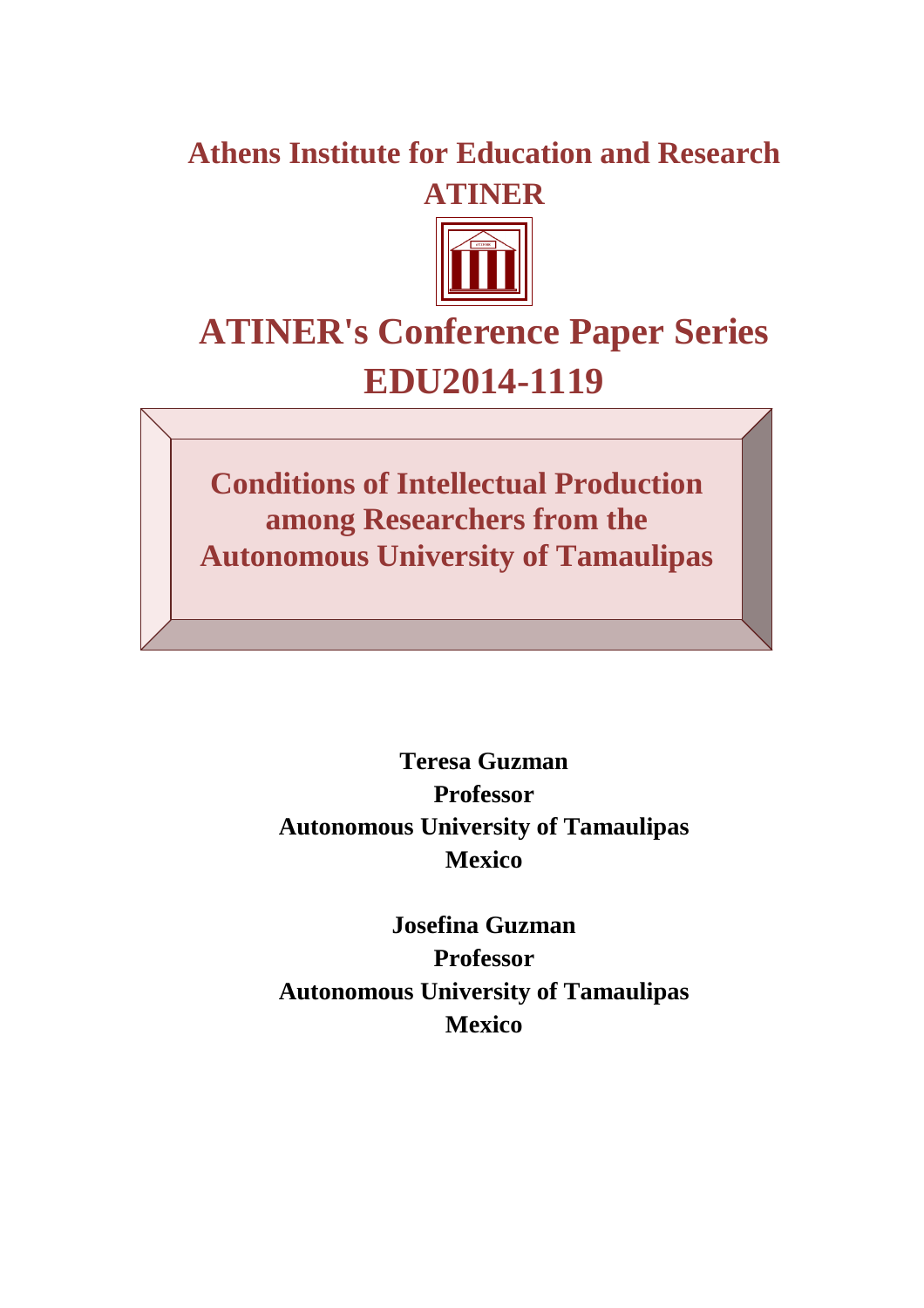# Athens Institute for Education and Research
# ATINER

## ATINER's Conference Paper Series
## EDU2014-1119

# Conditions of Intellectual Production among Researchers from the Autonomous University of Tamaulipas

**Teresa Guzman**
**Professor**
**Autonomous University of Tamaulipas**
**Mexico**

**Josefina Guzman**
**Professor**
**Autonomous University of Tamaulipas**
**Mexico**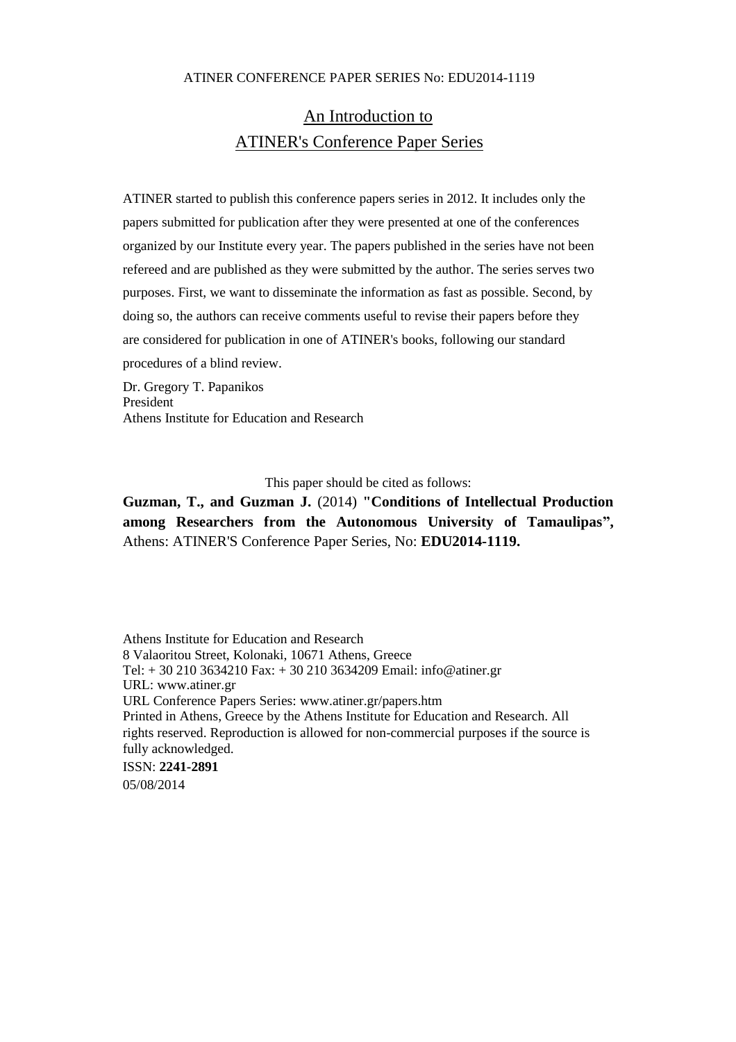ATINER CONFERENCE PAPER SERIES No: EDU2014-1119

# An Introduction to ATINER's Conference Paper Series

ATINER started to publish this conference papers series in 2012. It includes only the papers submitted for publication after they were presented at one of the conferences organized by our Institute every year. The papers published in the series have not been refereed and are published as they were submitted by the author. The series serves two purposes. First, we want to disseminate the information as fast as possible. Second, by doing so, the authors can receive comments useful to revise their papers before they are considered for publication in one of ATINER's books, following our standard procedures of a blind review.

Dr. Gregory T. Papanikos
President
Athens Institute for Education and Research

This paper should be cited as follows:

**Guzman, T., and Guzman J.** (2014) **"Conditions of Intellectual Production among Researchers from the Autonomous University of Tamaulipas",** Athens: ATINER'S Conference Paper Series, No: **EDU2014-1119.**

Athens Institute for Education and Research
8 Valaoritou Street, Kolonaki, 10671 Athens, Greece
Tel: + 30 210 3634210 Fax: + 30 210 3634209 Email: info@atiner.gr
URL: www.atiner.gr
URL Conference Papers Series: www.atiner.gr/papers.htm
Printed in Athens, Greece by the Athens Institute for Education and Research. All rights reserved. Reproduction is allowed for non-commercial purposes if the source is fully acknowledged.
ISSN: **2241-2891**
05/08/2014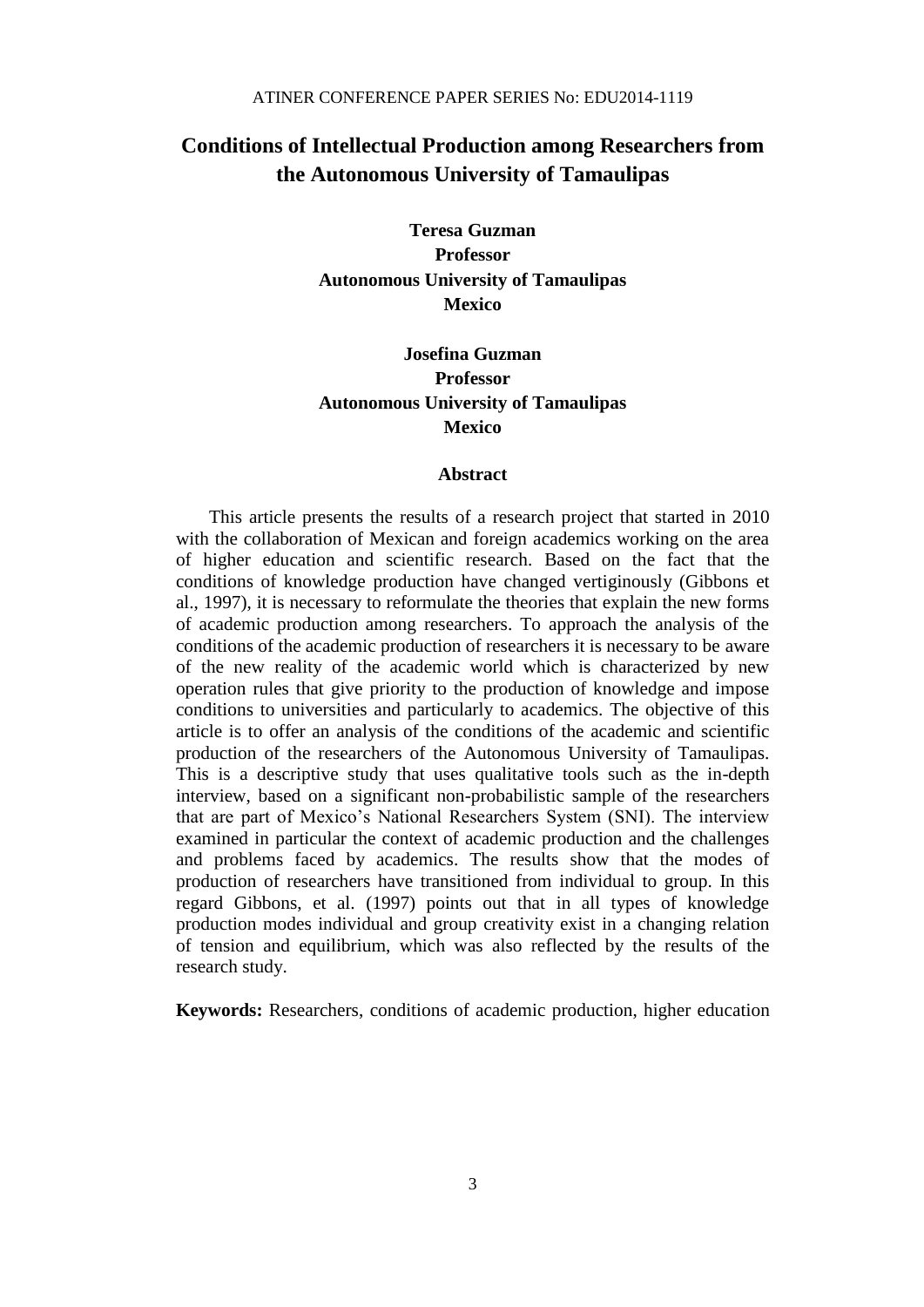# Conditions of Intellectual Production among Researchers from the Autonomous University of Tamaulipas

**Teresa Guzman**
**Professor**
**Autonomous University of Tamaulipas**
**Mexico**

**Josefina Guzman**
**Professor**
**Autonomous University of Tamaulipas**
**Mexico**

## Abstract

This article presents the results of a research project that started in 2010 with the collaboration of Mexican and foreign academics working on the area of higher education and scientific research. Based on the fact that the conditions of knowledge production have changed vertiginously (Gibbons et al., 1997), it is necessary to reformulate the theories that explain the new forms of academic production among researchers. To approach the analysis of the conditions of the academic production of researchers it is necessary to be aware of the new reality of the academic world which is characterized by new operation rules that give priority to the production of knowledge and impose conditions to universities and particularly to academics. The objective of this article is to offer an analysis of the conditions of the academic and scientific production of the researchers of the Autonomous University of Tamaulipas. This is a descriptive study that uses qualitative tools such as the in-depth interview, based on a significant non-probabilistic sample of the researchers that are part of Mexico's National Researchers System (SNI). The interview examined in particular the context of academic production and the challenges and problems faced by academics. The results show that the modes of production of researchers have transitioned from individual to group. In this regard Gibbons, et al. (1997) points out that in all types of knowledge production modes individual and group creativity exist in a changing relation of tension and equilibrium, which was also reflected by the results of the research study.

**Keywords:** Researchers, conditions of academic production, higher education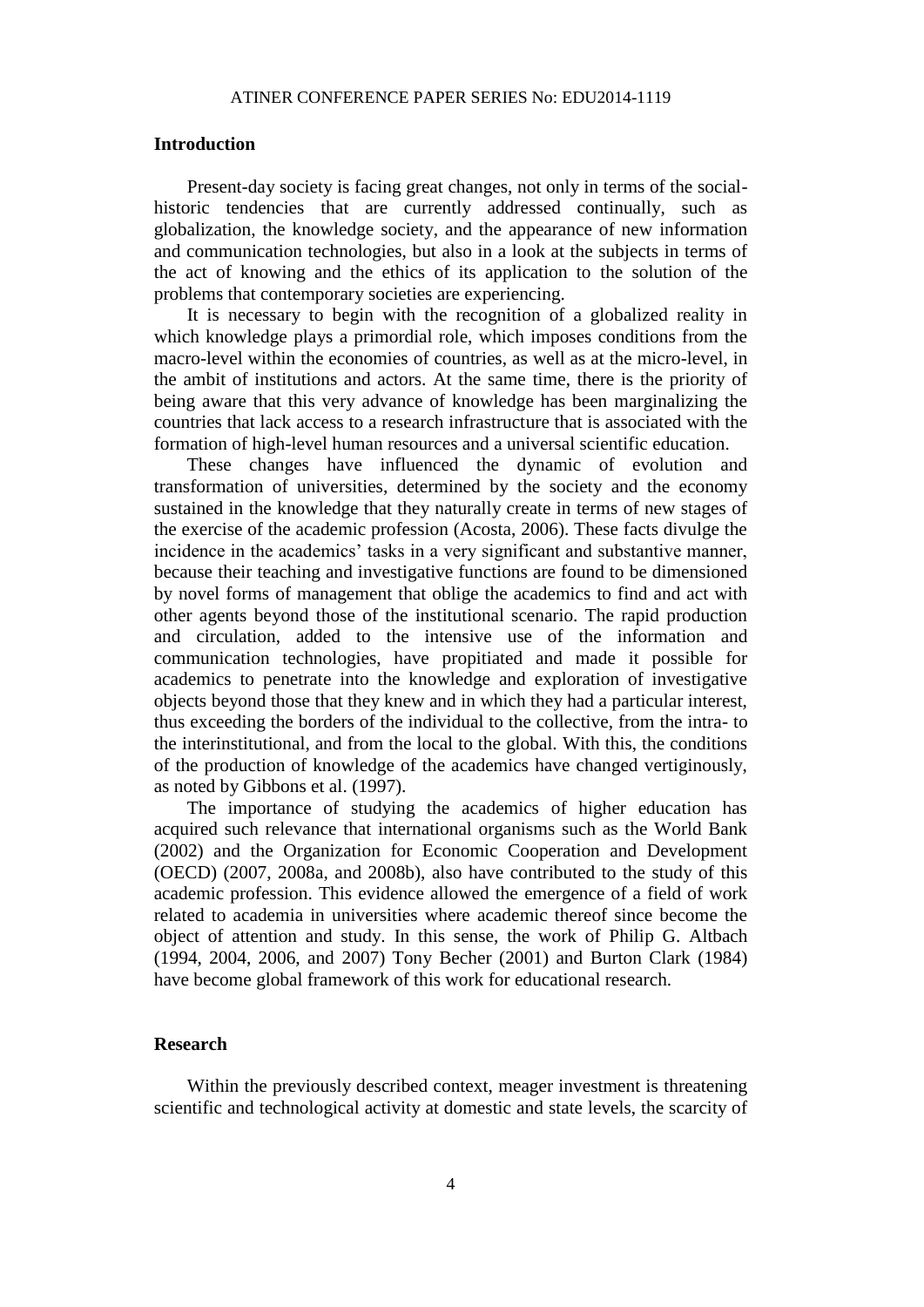## Introduction

Present-day society is facing great changes, not only in terms of the social-historic tendencies that are currently addressed continually, such as globalization, the knowledge society, and the appearance of new information and communication technologies, but also in a look at the subjects in terms of the act of knowing and the ethics of its application to the solution of the problems that contemporary societies are experiencing.

It is necessary to begin with the recognition of a globalized reality in which knowledge plays a primordial role, which imposes conditions from the macro-level within the economies of countries, as well as at the micro-level, in the ambit of institutions and actors. At the same time, there is the priority of being aware that this very advance of knowledge has been marginalizing the countries that lack access to a research infrastructure that is associated with the formation of high-level human resources and a universal scientific education.

These changes have influenced the dynamic of evolution and transformation of universities, determined by the society and the economy sustained in the knowledge that they naturally create in terms of new stages of the exercise of the academic profession (Acosta, 2006). These facts divulge the incidence in the academics' tasks in a very significant and substantive manner, because their teaching and investigative functions are found to be dimensioned by novel forms of management that oblige the academics to find and act with other agents beyond those of the institutional scenario. The rapid production and circulation, added to the intensive use of the information and communication technologies, have propitiated and made it possible for academics to penetrate into the knowledge and exploration of investigative objects beyond those that they knew and in which they had a particular interest, thus exceeding the borders of the individual to the collective, from the intra- to the interinstitutional, and from the local to the global. With this, the conditions of the production of knowledge of the academics have changed vertiginously, as noted by Gibbons et al. (1997).

The importance of studying the academics of higher education has acquired such relevance that international organisms such as the World Bank (2002) and the Organization for Economic Cooperation and Development (OECD) (2007, 2008a, and 2008b), also have contributed to the study of this academic profession. This evidence allowed the emergence of a field of work related to academia in universities where academic thereof since become the object of attention and study. In this sense, the work of Philip G. Altbach (1994, 2004, 2006, and 2007) Tony Becher (2001) and Burton Clark (1984) have become global framework of this work for educational research.

## Research

Within the previously described context, meager investment is threatening scientific and technological activity at domestic and state levels, the scarcity of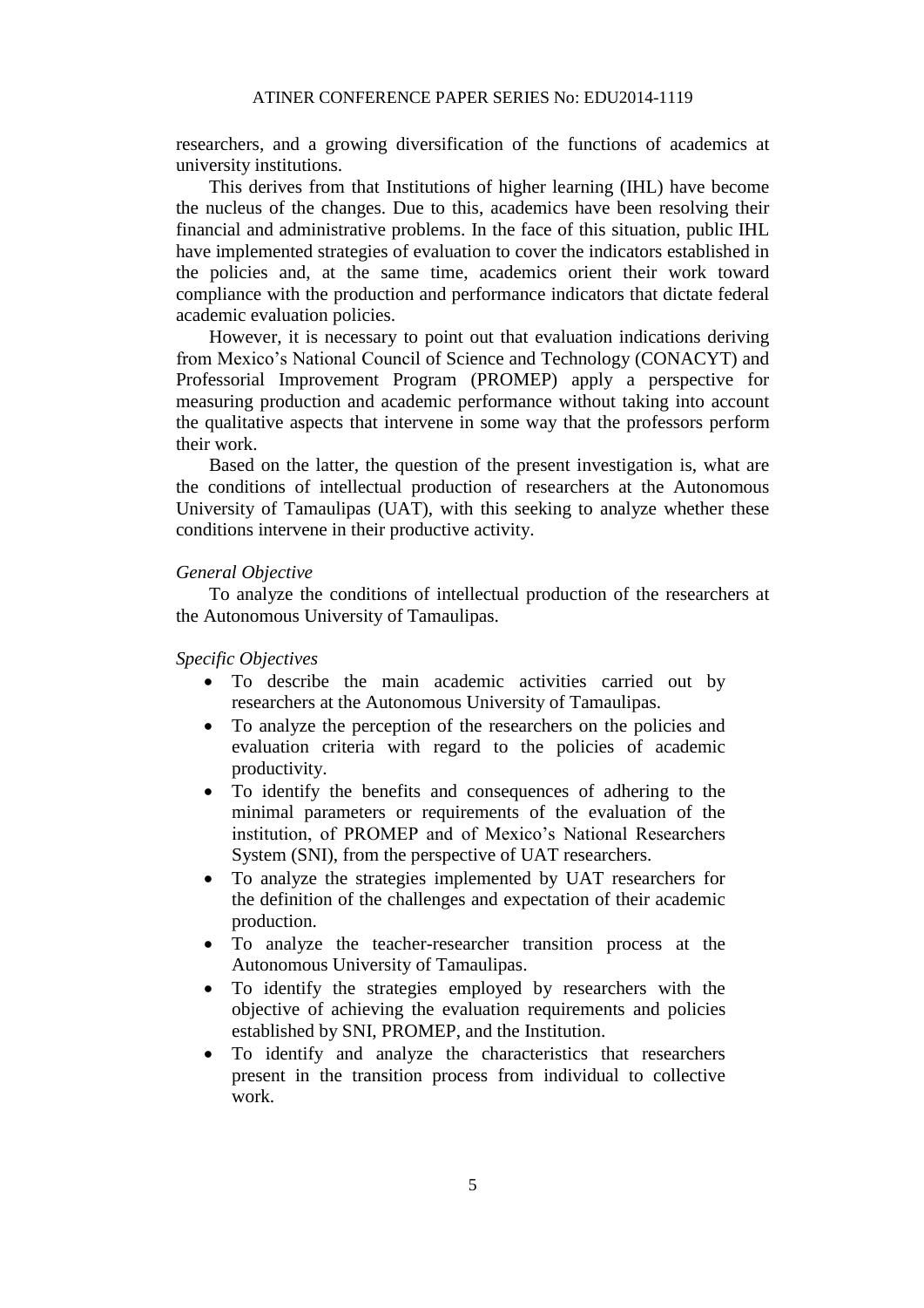researchers, and a growing diversification of the functions of academics at university institutions.

This derives from that Institutions of higher learning (IHL) have become the nucleus of the changes. Due to this, academics have been resolving their financial and administrative problems. In the face of this situation, public IHL have implemented strategies of evaluation to cover the indicators established in the policies and, at the same time, academics orient their work toward compliance with the production and performance indicators that dictate federal academic evaluation policies.

However, it is necessary to point out that evaluation indications deriving from Mexico's National Council of Science and Technology (CONACYT) and Professorial Improvement Program (PROMEP) apply a perspective for measuring production and academic performance without taking into account the qualitative aspects that intervene in some way that the professors perform their work.

Based on the latter, the question of the present investigation is, what are the conditions of intellectual production of researchers at the Autonomous University of Tamaulipas (UAT), with this seeking to analyze whether these conditions intervene in their productive activity.

*General Objective*

To analyze the conditions of intellectual production of the researchers at the Autonomous University of Tamaulipas.

*Specific Objectives*

- To describe the main academic activities carried out by researchers at the Autonomous University of Tamaulipas.
- To analyze the perception of the researchers on the policies and evaluation criteria with regard to the policies of academic productivity.
- To identify the benefits and consequences of adhering to the minimal parameters or requirements of the evaluation of the institution, of PROMEP and of Mexico's National Researchers System (SNI), from the perspective of UAT researchers.
- To analyze the strategies implemented by UAT researchers for the definition of the challenges and expectation of their academic production.
- To analyze the teacher-researcher transition process at the Autonomous University of Tamaulipas.
- To identify the strategies employed by researchers with the objective of achieving the evaluation requirements and policies established by SNI, PROMEP, and the Institution.
- To identify and analyze the characteristics that researchers present in the transition process from individual to collective work.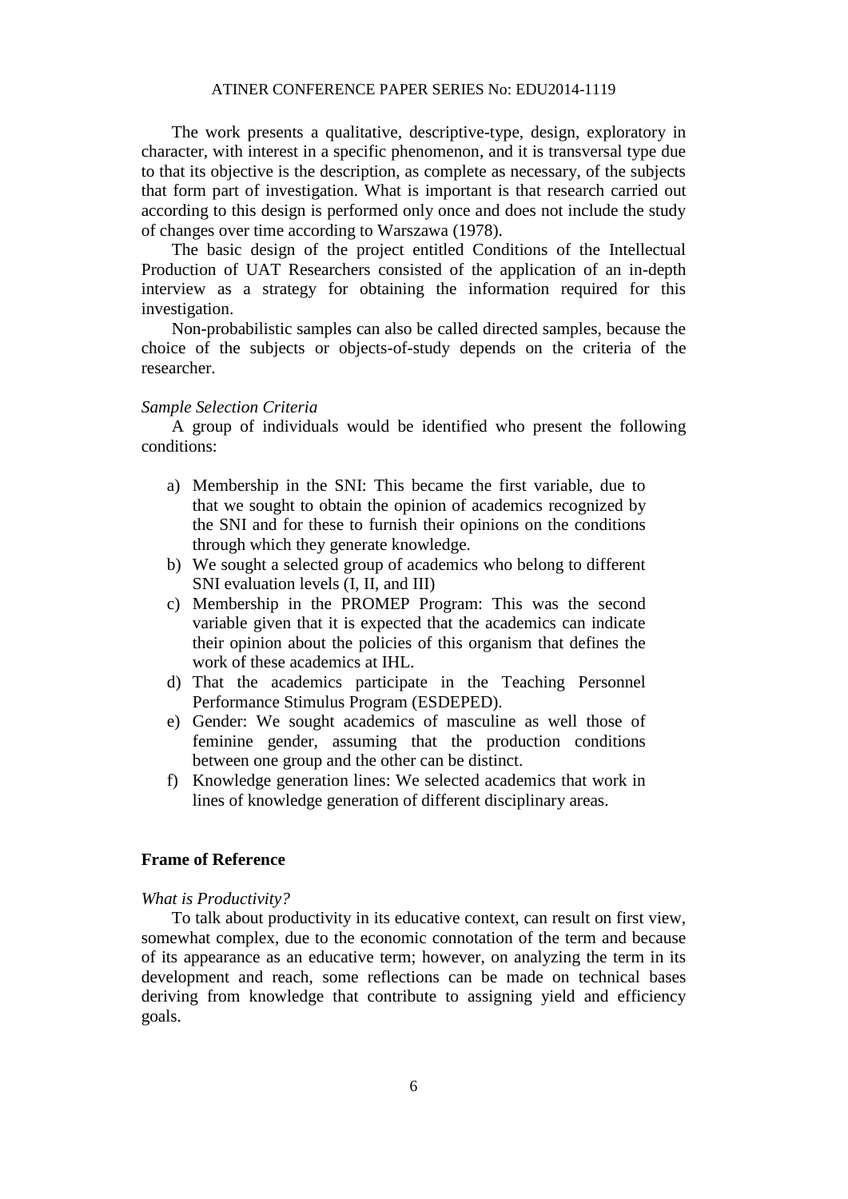The work presents a qualitative, descriptive-type, design, exploratory in character, with interest in a specific phenomenon, and it is transversal type due to that its objective is the description, as complete as necessary, of the subjects that form part of investigation. What is important is that research carried out according to this design is performed only once and does not include the study of changes over time according to Warszawa (1978).

The basic design of the project entitled Conditions of the Intellectual Production of UAT Researchers consisted of the application of an in-depth interview as a strategy for obtaining the information required for this investigation.

Non-probabilistic samples can also be called directed samples, because the choice of the subjects or objects-of-study depends on the criteria of the researcher.

*Sample Selection Criteria*

A group of individuals would be identified who present the following conditions:

a) Membership in the SNI: This became the first variable, due to that we sought to obtain the opinion of academics recognized by the SNI and for these to furnish their opinions on the conditions through which they generate knowledge.
b) We sought a selected group of academics who belong to different SNI evaluation levels (I, II, and III)
c) Membership in the PROMEP Program: This was the second variable given that it is expected that the academics can indicate their opinion about the policies of this organism that defines the work of these academics at IHL.
d) That the academics participate in the Teaching Personnel Performance Stimulus Program (ESDEPED).
e) Gender: We sought academics of masculine as well those of feminine gender, assuming that the production conditions between one group and the other can be distinct.
f) Knowledge generation lines: We selected academics that work in lines of knowledge generation of different disciplinary areas.

## Frame of Reference

*What is Productivity?*

To talk about productivity in its educative context, can result on first view, somewhat complex, due to the economic connotation of the term and because of its appearance as an educative term; however, on analyzing the term in its development and reach, some reflections can be made on technical bases deriving from knowledge that contribute to assigning yield and efficiency goals.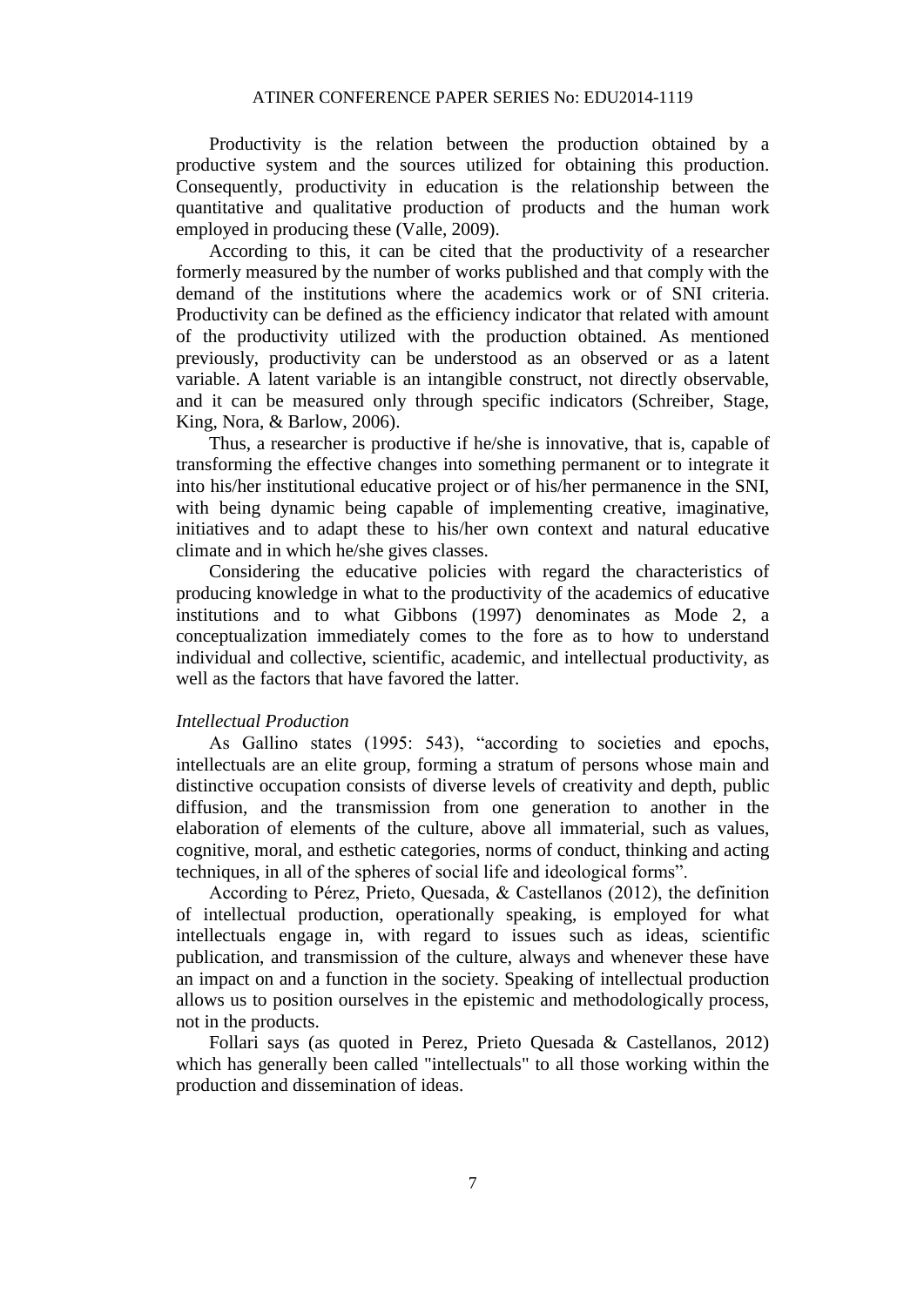Productivity is the relation between the production obtained by a productive system and the sources utilized for obtaining this production. Consequently, productivity in education is the relationship between the quantitative and qualitative production of products and the human work employed in producing these (Valle, 2009).

According to this, it can be cited that the productivity of a researcher formerly measured by the number of works published and that comply with the demand of the institutions where the academics work or of SNI criteria. Productivity can be defined as the efficiency indicator that related with amount of the productivity utilized with the production obtained. As mentioned previously, productivity can be understood as an observed or as a latent variable. A latent variable is an intangible construct, not directly observable, and it can be measured only through specific indicators (Schreiber, Stage, King, Nora, & Barlow, 2006).

Thus, a researcher is productive if he/she is innovative, that is, capable of transforming the effective changes into something permanent or to integrate it into his/her institutional educative project or of his/her permanence in the SNI, with being dynamic being capable of implementing creative, imaginative, initiatives and to adapt these to his/her own context and natural educative climate and in which he/she gives classes.

Considering the educative policies with regard the characteristics of producing knowledge in what to the productivity of the academics of educative institutions and to what Gibbons (1997) denominates as Mode 2, a conceptualization immediately comes to the fore as to how to understand individual and collective, scientific, academic, and intellectual productivity, as well as the factors that have favored the latter.

*Intellectual Production*

As Gallino states (1995: 543), "according to societies and epochs, intellectuals are an elite group, forming a stratum of persons whose main and distinctive occupation consists of diverse levels of creativity and depth, public diffusion, and the transmission from one generation to another in the elaboration of elements of the culture, above all immaterial, such as values, cognitive, moral, and esthetic categories, norms of conduct, thinking and acting techniques, in all of the spheres of social life and ideological forms".

According to Pérez, Prieto, Quesada, & Castellanos (2012), the definition of intellectual production, operationally speaking, is employed for what intellectuals engage in, with regard to issues such as ideas, scientific publication, and transmission of the culture, always and whenever these have an impact on and a function in the society. Speaking of intellectual production allows us to position ourselves in the epistemic and methodologically process, not in the products.

Follari says (as quoted in Perez, Prieto Quesada & Castellanos, 2012) which has generally been called "intellectuals" to all those working within the production and dissemination of ideas.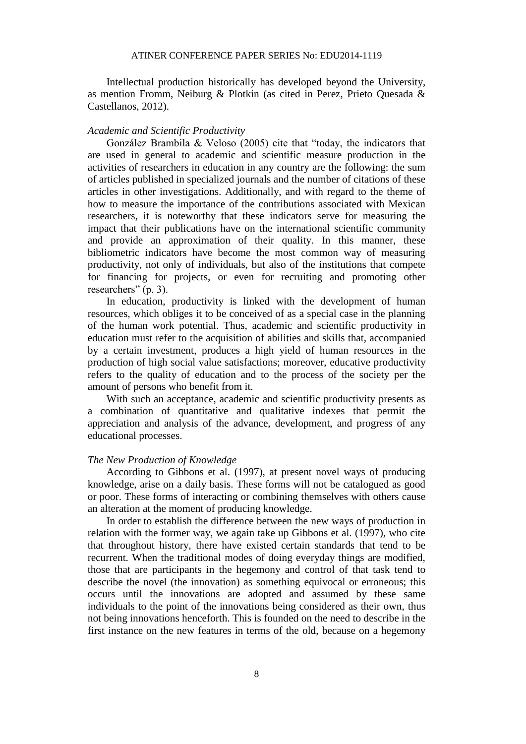Intellectual production historically has developed beyond the University, as mention Fromm, Neiburg & Plotkin (as cited in Perez, Prieto Quesada & Castellanos, 2012).

### *Academic and Scientific Productivity*

González Brambila & Veloso (2005) cite that "today, the indicators that are used in general to academic and scientific measure production in the activities of researchers in education in any country are the following: the sum of articles published in specialized journals and the number of citations of these articles in other investigations. Additionally, and with regard to the theme of how to measure the importance of the contributions associated with Mexican researchers, it is noteworthy that these indicators serve for measuring the impact that their publications have on the international scientific community and provide an approximation of their quality. In this manner, these bibliometric indicators have become the most common way of measuring productivity, not only of individuals, but also of the institutions that compete for financing for projects, or even for recruiting and promoting other researchers" (p. 3).

In education, productivity is linked with the development of human resources, which obliges it to be conceived of as a special case in the planning of the human work potential. Thus, academic and scientific productivity in education must refer to the acquisition of abilities and skills that, accompanied by a certain investment, produces a high yield of human resources in the production of high social value satisfactions; moreover, educative productivity refers to the quality of education and to the process of the society per the amount of persons who benefit from it.

With such an acceptance, academic and scientific productivity presents as a combination of quantitative and qualitative indexes that permit the appreciation and analysis of the advance, development, and progress of any educational processes.

### *The New Production of Knowledge*

According to Gibbons et al. (1997), at present novel ways of producing knowledge, arise on a daily basis. These forms will not be catalogued as good or poor. These forms of interacting or combining themselves with others cause an alteration at the moment of producing knowledge.

In order to establish the difference between the new ways of production in relation with the former way, we again take up Gibbons et al. (1997), who cite that throughout history, there have existed certain standards that tend to be recurrent. When the traditional modes of doing everyday things are modified, those that are participants in the hegemony and control of that task tend to describe the novel (the innovation) as something equivocal or erroneous; this occurs until the innovations are adopted and assumed by these same individuals to the point of the innovations being considered as their own, thus not being innovations henceforth. This is founded on the need to describe in the first instance on the new features in terms of the old, because on a hegemony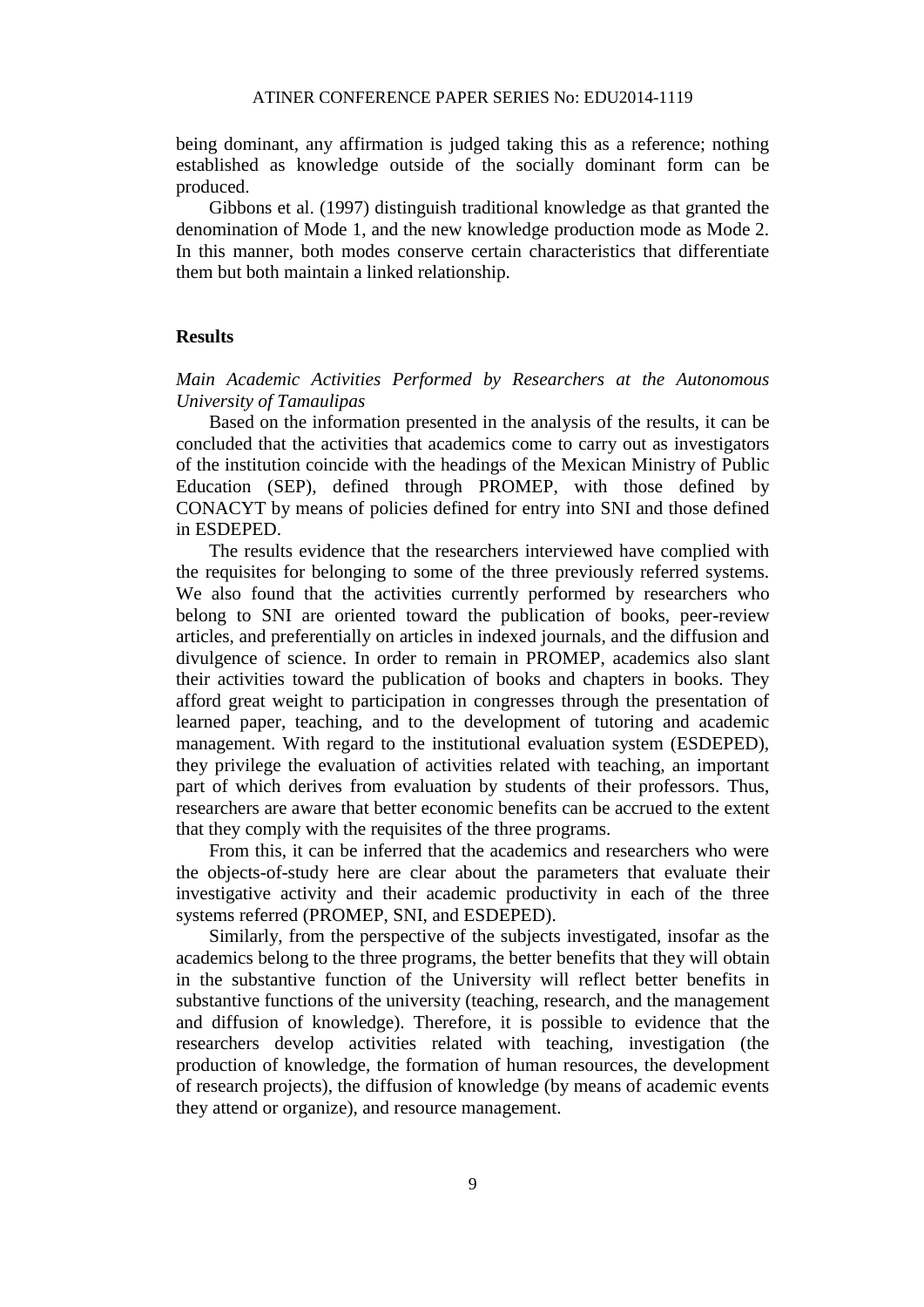being dominant, any affirmation is judged taking this as a reference; nothing established as knowledge outside of the socially dominant form can be produced.

Gibbons et al. (1997) distinguish traditional knowledge as that granted the denomination of Mode 1, and the new knowledge production mode as Mode 2. In this manner, both modes conserve certain characteristics that differentiate them but both maintain a linked relationship.

## Results

*Main Academic Activities Performed by Researchers at the Autonomous University of Tamaulipas*

Based on the information presented in the analysis of the results, it can be concluded that the activities that academics come to carry out as investigators of the institution coincide with the headings of the Mexican Ministry of Public Education (SEP), defined through PROMEP, with those defined by CONACYT by means of policies defined for entry into SNI and those defined in ESDEPED.

The results evidence that the researchers interviewed have complied with the requisites for belonging to some of the three previously referred systems. We also found that the activities currently performed by researchers who belong to SNI are oriented toward the publication of books, peer-review articles, and preferentially on articles in indexed journals, and the diffusion and divulgence of science. In order to remain in PROMEP, academics also slant their activities toward the publication of books and chapters in books. They afford great weight to participation in congresses through the presentation of learned paper, teaching, and to the development of tutoring and academic management. With regard to the institutional evaluation system (ESDEPED), they privilege the evaluation of activities related with teaching, an important part of which derives from evaluation by students of their professors. Thus, researchers are aware that better economic benefits can be accrued to the extent that they comply with the requisites of the three programs.

From this, it can be inferred that the academics and researchers who were the objects-of-study here are clear about the parameters that evaluate their investigative activity and their academic productivity in each of the three systems referred (PROMEP, SNI, and ESDEPED).

Similarly, from the perspective of the subjects investigated, insofar as the academics belong to the three programs, the better benefits that they will obtain in the substantive function of the University will reflect better benefits in substantive functions of the university (teaching, research, and the management and diffusion of knowledge). Therefore, it is possible to evidence that the researchers develop activities related with teaching, investigation (the production of knowledge, the formation of human resources, the development of research projects), the diffusion of knowledge (by means of academic events they attend or organize), and resource management.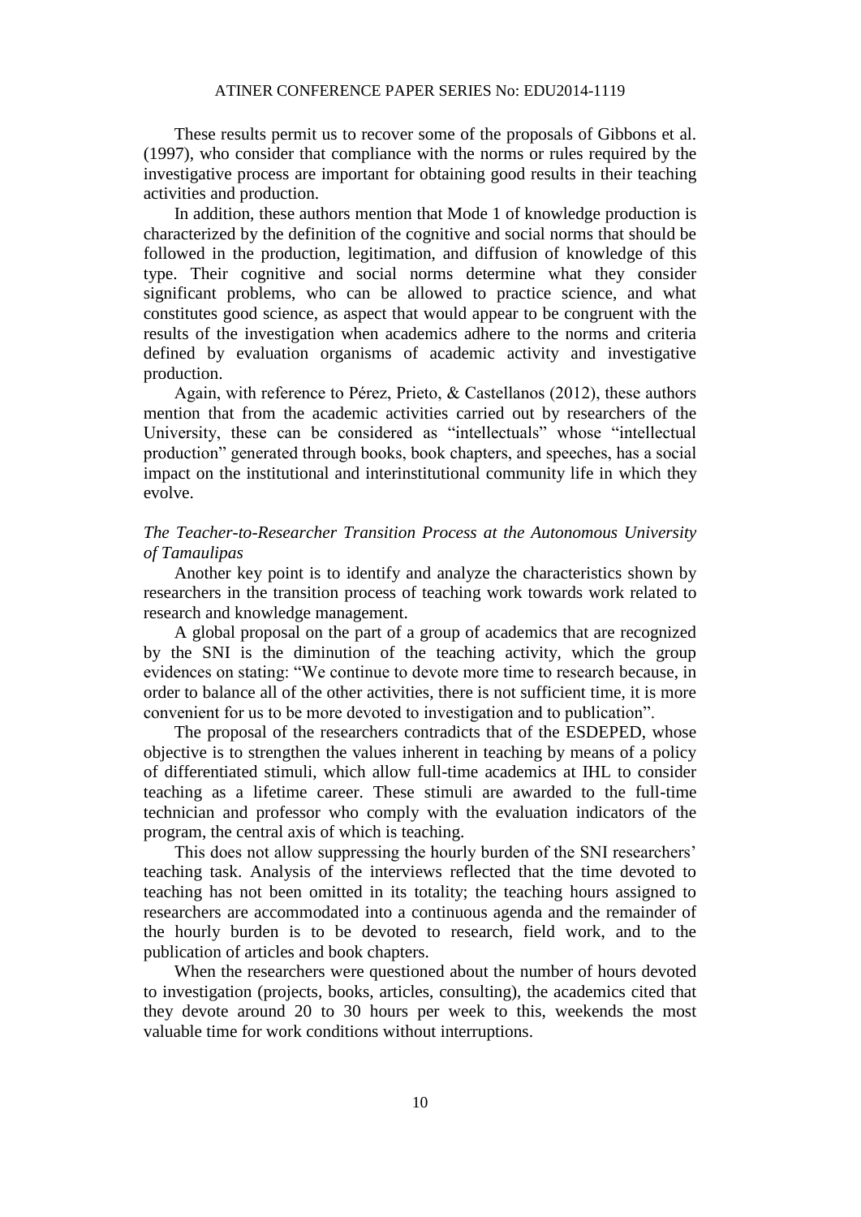These results permit us to recover some of the proposals of Gibbons et al. (1997), who consider that compliance with the norms or rules required by the investigative process are important for obtaining good results in their teaching activities and production.

In addition, these authors mention that Mode 1 of knowledge production is characterized by the definition of the cognitive and social norms that should be followed in the production, legitimation, and diffusion of knowledge of this type. Their cognitive and social norms determine what they consider significant problems, who can be allowed to practice science, and what constitutes good science, as aspect that would appear to be congruent with the results of the investigation when academics adhere to the norms and criteria defined by evaluation organisms of academic activity and investigative production.

Again, with reference to Pérez, Prieto, & Castellanos (2012), these authors mention that from the academic activities carried out by researchers of the University, these can be considered as "intellectuals" whose "intellectual production" generated through books, book chapters, and speeches, has a social impact on the institutional and interinstitutional community life in which they evolve.

### *The Teacher-to-Researcher Transition Process at the Autonomous University of Tamaulipas*

Another key point is to identify and analyze the characteristics shown by researchers in the transition process of teaching work towards work related to research and knowledge management.

A global proposal on the part of a group of academics that are recognized by the SNI is the diminution of the teaching activity, which the group evidences on stating: "We continue to devote more time to research because, in order to balance all of the other activities, there is not sufficient time, it is more convenient for us to be more devoted to investigation and to publication".

The proposal of the researchers contradicts that of the ESDEPED, whose objective is to strengthen the values inherent in teaching by means of a policy of differentiated stimuli, which allow full-time academics at IHL to consider teaching as a lifetime career. These stimuli are awarded to the full-time technician and professor who comply with the evaluation indicators of the program, the central axis of which is teaching.

This does not allow suppressing the hourly burden of the SNI researchers' teaching task. Analysis of the interviews reflected that the time devoted to teaching has not been omitted in its totality; the teaching hours assigned to researchers are accommodated into a continuous agenda and the remainder of the hourly burden is to be devoted to research, field work, and to the publication of articles and book chapters.

When the researchers were questioned about the number of hours devoted to investigation (projects, books, articles, consulting), the academics cited that they devote around 20 to 30 hours per week to this, weekends the most valuable time for work conditions without interruptions.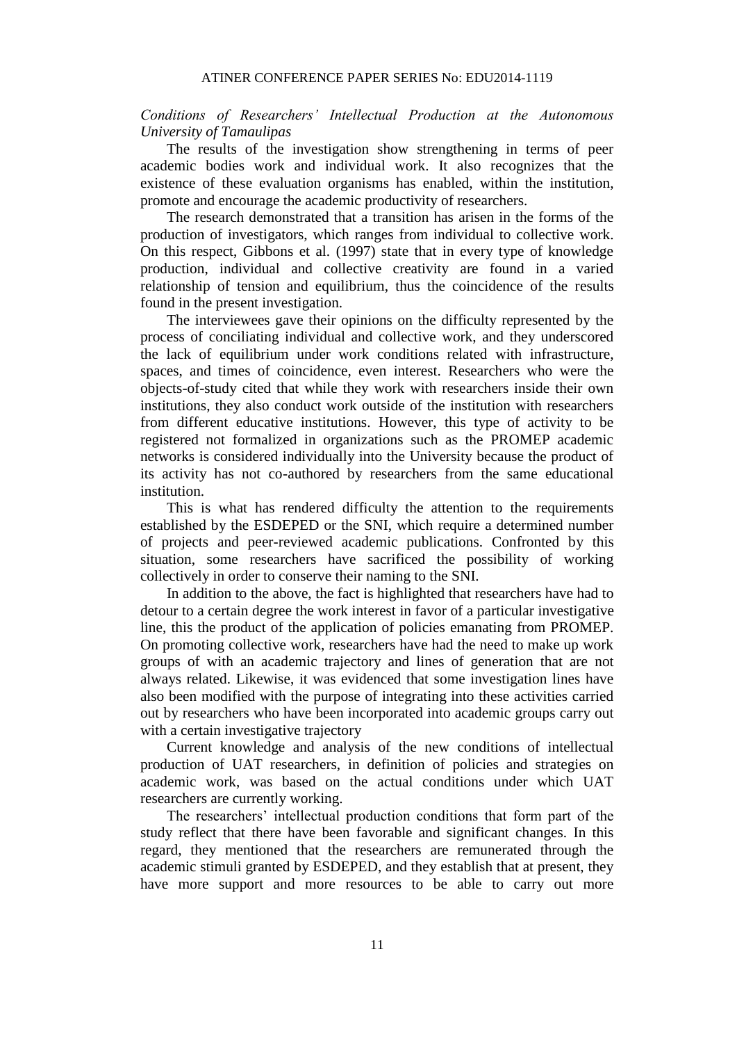*Conditions of Researchers' Intellectual Production at the Autonomous University of Tamaulipas*

The results of the investigation show strengthening in terms of peer academic bodies work and individual work. It also recognizes that the existence of these evaluation organisms has enabled, within the institution, promote and encourage the academic productivity of researchers.

The research demonstrated that a transition has arisen in the forms of the production of investigators, which ranges from individual to collective work. On this respect, Gibbons et al. (1997) state that in every type of knowledge production, individual and collective creativity are found in a varied relationship of tension and equilibrium, thus the coincidence of the results found in the present investigation.

The interviewees gave their opinions on the difficulty represented by the process of conciliating individual and collective work, and they underscored the lack of equilibrium under work conditions related with infrastructure, spaces, and times of coincidence, even interest. Researchers who were the objects-of-study cited that while they work with researchers inside their own institutions, they also conduct work outside of the institution with researchers from different educative institutions. However, this type of activity to be registered not formalized in organizations such as the PROMEP academic networks is considered individually into the University because the product of its activity has not co-authored by researchers from the same educational institution.

This is what has rendered difficulty the attention to the requirements established by the ESDEPED or the SNI, which require a determined number of projects and peer-reviewed academic publications. Confronted by this situation, some researchers have sacrificed the possibility of working collectively in order to conserve their naming to the SNI.

In addition to the above, the fact is highlighted that researchers have had to detour to a certain degree the work interest in favor of a particular investigative line, this the product of the application of policies emanating from PROMEP. On promoting collective work, researchers have had the need to make up work groups of with an academic trajectory and lines of generation that are not always related. Likewise, it was evidenced that some investigation lines have also been modified with the purpose of integrating into these activities carried out by researchers who have been incorporated into academic groups carry out with a certain investigative trajectory

Current knowledge and analysis of the new conditions of intellectual production of UAT researchers, in definition of policies and strategies on academic work, was based on the actual conditions under which UAT researchers are currently working.

The researchers' intellectual production conditions that form part of the study reflect that there have been favorable and significant changes. In this regard, they mentioned that the researchers are remunerated through the academic stimuli granted by ESDEPED, and they establish that at present, they have more support and more resources to be able to carry out more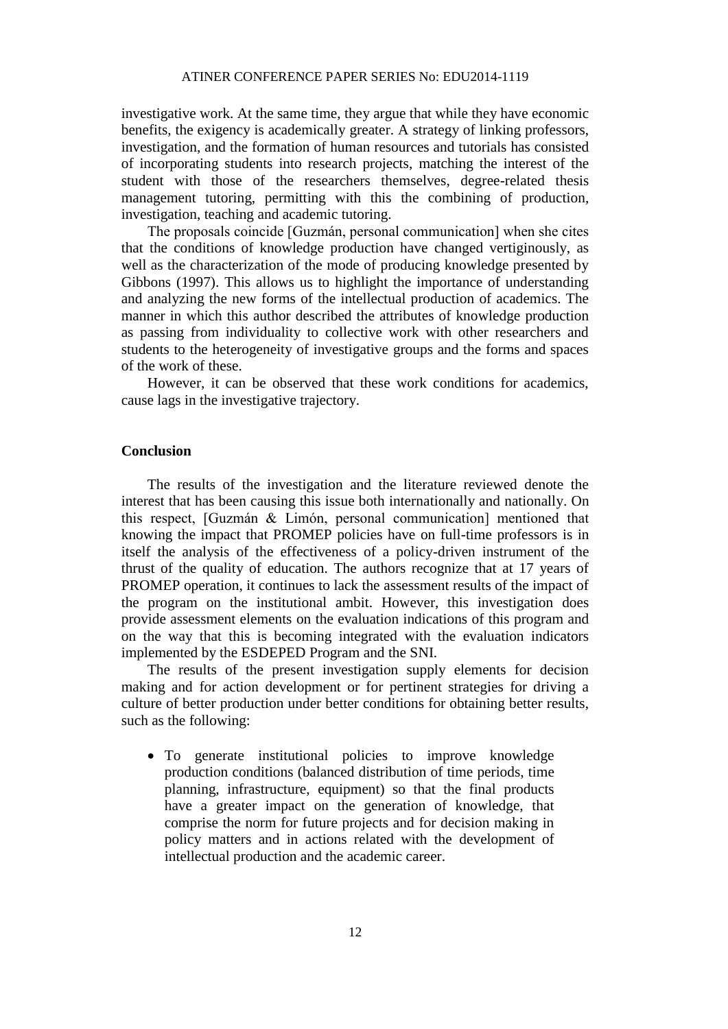investigative work. At the same time, they argue that while they have economic benefits, the exigency is academically greater. A strategy of linking professors, investigation, and the formation of human resources and tutorials has consisted of incorporating students into research projects, matching the interest of the student with those of the researchers themselves, degree-related thesis management tutoring, permitting with this the combining of production, investigation, teaching and academic tutoring.

The proposals coincide [Guzmán, personal communication] when she cites that the conditions of knowledge production have changed vertiginously, as well as the characterization of the mode of producing knowledge presented by Gibbons (1997). This allows us to highlight the importance of understanding and analyzing the new forms of the intellectual production of academics. The manner in which this author described the attributes of knowledge production as passing from individuality to collective work with other researchers and students to the heterogeneity of investigative groups and the forms and spaces of the work of these.

However, it can be observed that these work conditions for academics, cause lags in the investigative trajectory.

## Conclusion

The results of the investigation and the literature reviewed denote the interest that has been causing this issue both internationally and nationally. On this respect, [Guzmán & Limón, personal communication] mentioned that knowing the impact that PROMEP policies have on full-time professors is in itself the analysis of the effectiveness of a policy-driven instrument of the thrust of the quality of education. The authors recognize that at 17 years of PROMEP operation, it continues to lack the assessment results of the impact of the program on the institutional ambit. However, this investigation does provide assessment elements on the evaluation indications of this program and on the way that this is becoming integrated with the evaluation indicators implemented by the ESDEPED Program and the SNI.

The results of the present investigation supply elements for decision making and for action development or for pertinent strategies for driving a culture of better production under better conditions for obtaining better results, such as the following:

- To generate institutional policies to improve knowledge production conditions (balanced distribution of time periods, time planning, infrastructure, equipment) so that the final products have a greater impact on the generation of knowledge, that comprise the norm for future projects and for decision making in policy matters and in actions related with the development of intellectual production and the academic career.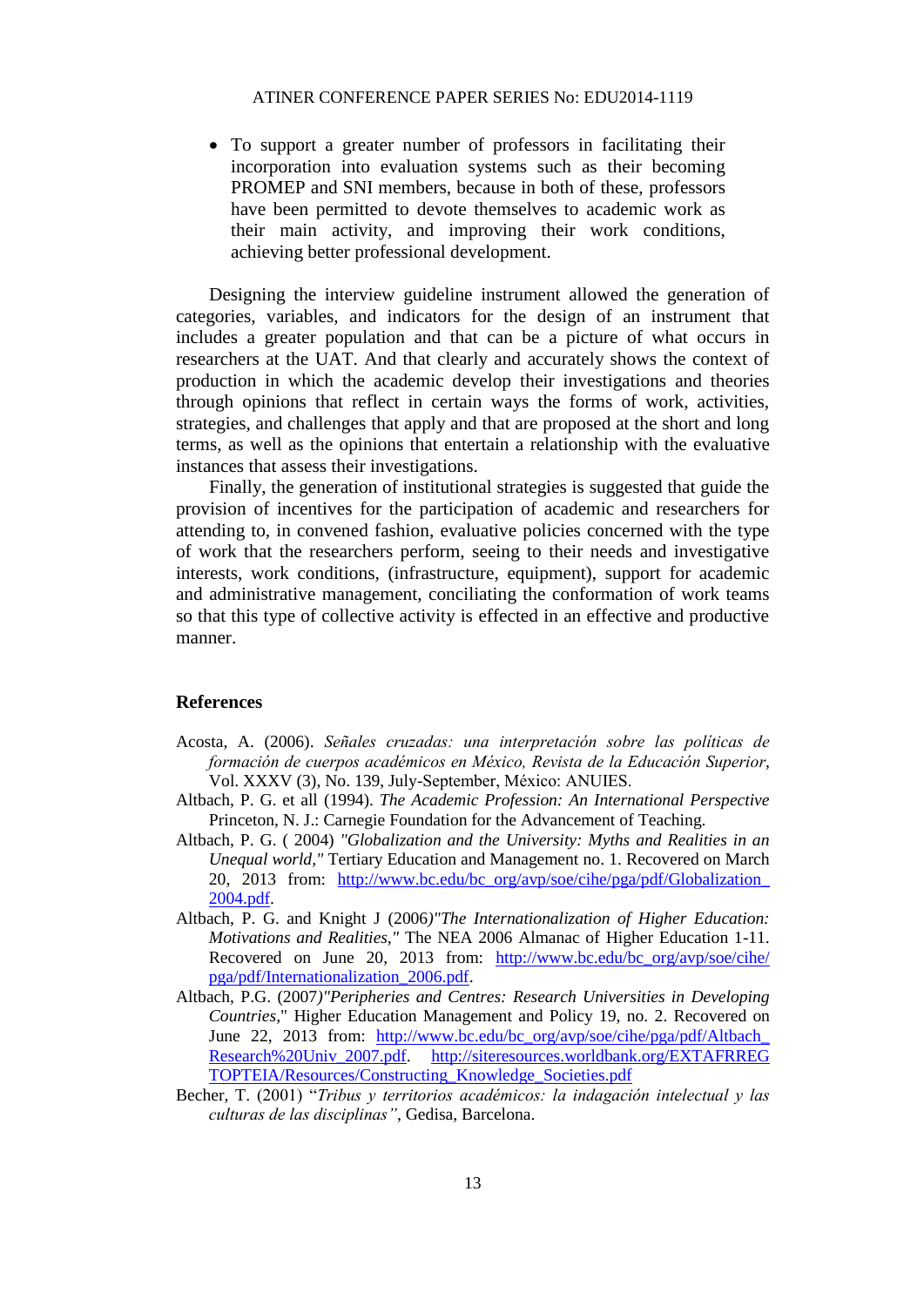- To support a greater number of professors in facilitating their incorporation into evaluation systems such as their becoming PROMEP and SNI members, because in both of these, professors have been permitted to devote themselves to academic work as their main activity, and improving their work conditions, achieving better professional development.

Designing the interview guideline instrument allowed the generation of categories, variables, and indicators for the design of an instrument that includes a greater population and that can be a picture of what occurs in researchers at the UAT. And that clearly and accurately shows the context of production in which the academic develop their investigations and theories through opinions that reflect in certain ways the forms of work, activities, strategies, and challenges that apply and that are proposed at the short and long terms, as well as the opinions that entertain a relationship with the evaluative instances that assess their investigations.

Finally, the generation of institutional strategies is suggested that guide the provision of incentives for the participation of academic and researchers for attending to, in convened fashion, evaluative policies concerned with the type of work that the researchers perform, seeing to their needs and investigative interests, work conditions, (infrastructure, equipment), support for academic and administrative management, conciliating the conformation of work teams so that this type of collective activity is effected in an effective and productive manner.

## References

Acosta, A. (2006). *Señales cruzadas: una interpretación sobre las políticas de formación de cuerpos académicos en México, Revista de la Educación Superior*, Vol. XXXV (3), No. 139, July-September, México: ANUIES.

Altbach, P. G. et all (1994). *The Academic Profession: An International Perspective* Princeton, N. J.: Carnegie Foundation for the Advancement of Teaching.

Altbach, P. G. ( 2004) *"Globalization and the University: Myths and Realities in an Unequal world,"* Tertiary Education and Management no. 1. Recovered on March 20, 2013 from: http://www.bc.edu/bc_org/avp/soe/cihe/pga/pdf/Globalization_2004.pdf.

Altbach, P. G. and Knight J (2006)*"The Internationalization of Higher Education: Motivations and Realities,"* The NEA 2006 Almanac of Higher Education 1-11. Recovered on June 20, 2013 from: http://www.bc.edu/bc_org/avp/soe/cihe/pga/pdf/Internationalization_2006.pdf.

Altbach, P.G. (2007)*"Peripheries and Centres: Research Universities in Developing Countries*," Higher Education Management and Policy 19, no. 2. Recovered on June 22, 2013 from: http://www.bc.edu/bc_org/avp/soe/cihe/pga/pdf/Altbach_Research%20Univ_2007.pdf. http://siteresources.worldbank.org/EXTAFRREGTOPTEIA/Resources/Constructing_Knowledge_Societies.pdf

Becher, T. (2001) "*Tribus y territorios académicos: la indagación intelectual y las culturas de las disciplinas"*, Gedisa, Barcelona.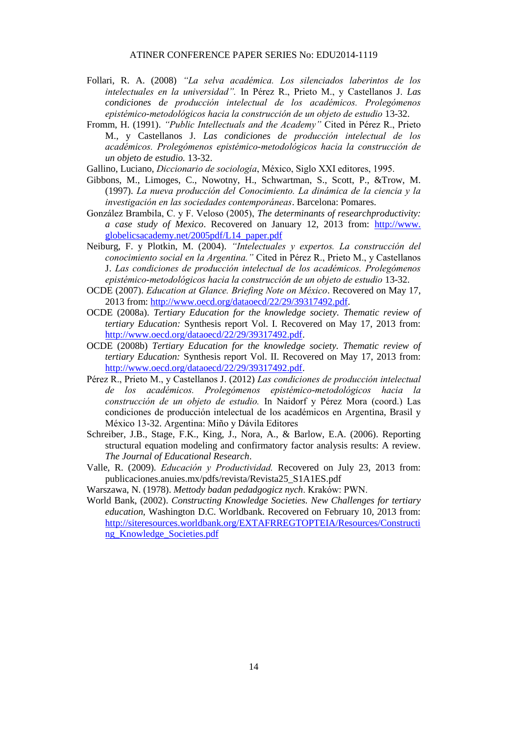Follari, R. A. (2008) *"La selva académica. Los silenciados laberintos de los intelectuales en la universidad".* In Pérez R., Prieto M., y Castellanos J. *Las condiciones de producción intelectual de los académicos. Prolegómenos epistémico-metodológicos hacia la construcción de un objeto de estudio* 13-32.

Fromm, H. (1991). *"Public Intellectuals and the Academy"* Cited in Pérez R., Prieto M., y Castellanos J. *Las condiciones de producción intelectual de los académicos. Prolegómenos epistémico-metodológicos hacia la construcción de un objeto de estudio.* 13-32.

Gallino, Luciano, *Diccionario de sociología*, México, Siglo XXI editores, 1995.

Gibbons, M., Limoges, C., Nowotny, H., Schwartman, S., Scott, P., &Trow, M. (1997). *La nueva producción del Conocimiento. La dinámica de la ciencia y la investigación en las sociedades contemporáneas*. Barcelona: Pomares.

González Brambila, C. y F. Veloso (2005), *The determinants of researchproductivity: a case study of Mexico*. Recovered on January 12, 2013 from: http://www.globelicsacademy.net/2005pdf/L14_paper.pdf

Neiburg, F. y Plotkin, M. (2004). *"Intelectuales y expertos. La construcción del conocimiento social en la Argentina."* Cited in Pérez R., Prieto M., y Castellanos J. *Las condiciones de producción intelectual de los académicos. Prolegómenos epistémico-metodológicos hacia la construcción de un objeto de estudio* 13-32.

OCDE (2007). *Education at Glance. Briefing Note on México*. Recovered on May 17, 2013 from: http://www.oecd.org/dataoecd/22/29/39317492.pdf.

OCDE (2008a). *Tertiary Education for the knowledge society. Thematic review of tertiary Education:* Synthesis report Vol. I. Recovered on May 17, 2013 from: http://www.oecd.org/dataoecd/22/29/39317492.pdf.

OCDE (2008b) *Tertiary Education for the knowledge society. Thematic review of tertiary Education:* Synthesis report Vol. II. Recovered on May 17, 2013 from: http://www.oecd.org/dataoecd/22/29/39317492.pdf.

Pérez R., Prieto M., y Castellanos J. (2012) *Las condiciones de producción intelectual de los académicos. Prolegómenos epistémico-metodológicos hacia la construcción de un objeto de estudio.* In Naidorf y Pérez Mora (coord.) Las condiciones de producción intelectual de los académicos en Argentina, Brasil y México 13-32. Argentina: Miño y Dávila Editores

Schreiber, J.B., Stage, F.K., King, J., Nora, A., & Barlow, E.A. (2006). Reporting structural equation modeling and confirmatory factor analysis results: A review. *The Journal of Educational Research*.

Valle, R. (2009). *Educación y Productividad.* Recovered on July 23, 2013 from: publicaciones.anuies.mx/pdfs/revista/Revista25_S1A1ES.pdf

Warszawa, N. (1978). *Mettody badan pedagogicz nych*. Kraków: PWN.

World Bank, (2002). *Constructing Knowledge Societies. New Challenges for tertiary education,* Washington D.C. Worldbank. Recovered on February 10, 2013 from: http://siteresources.worldbank.org/EXTAFRREGTOPTEIA/Resources/Constructing_Knowledge_Societies.pdf